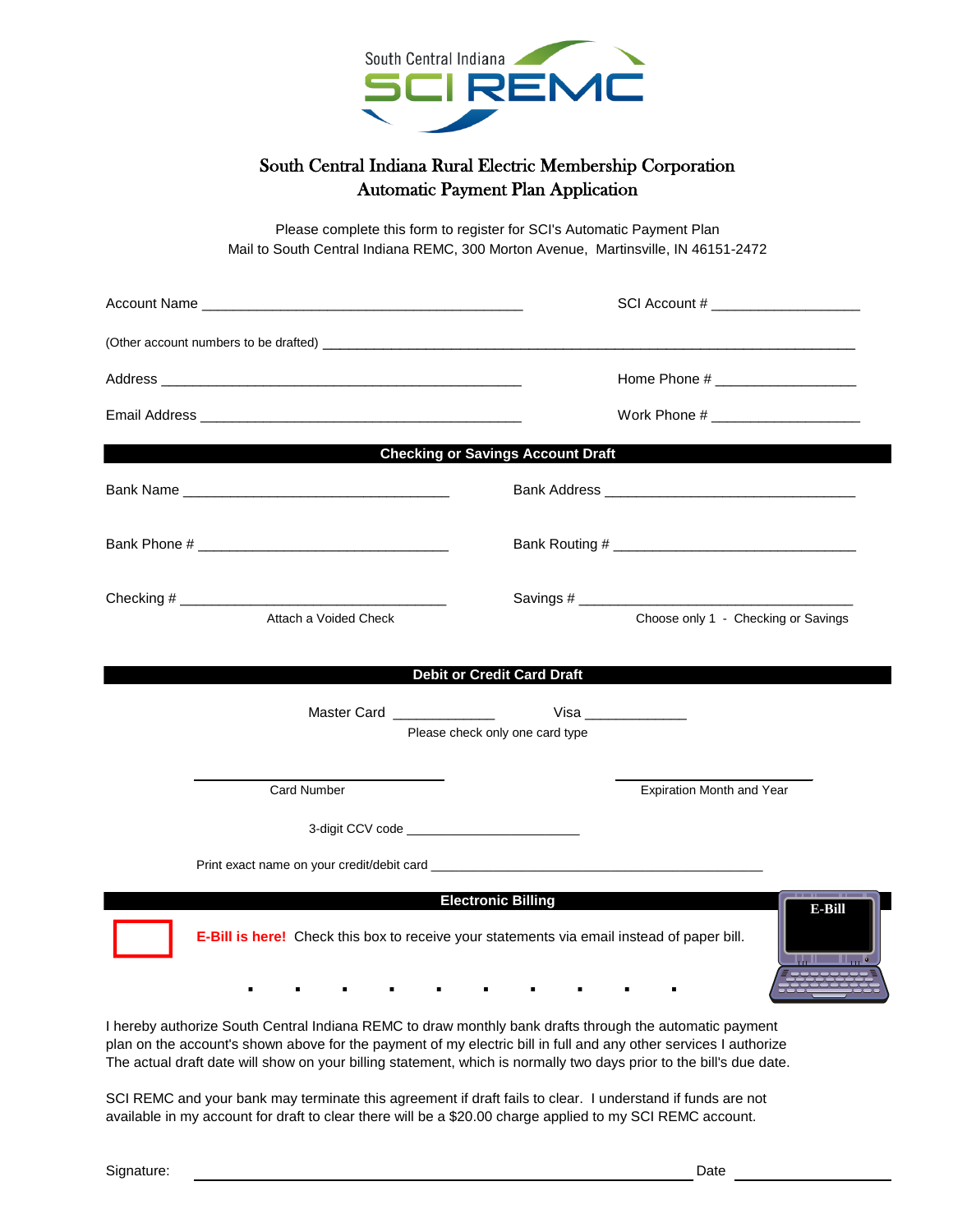South Central Indiana
SCI REMC

# South Central Indiana Rural Electric Membership Corporation
## Automatic Payment Plan Application

Please complete this form to register for SCI's Automatic Payment Plan
Mail to South Central Indiana REMC, 300 Morton Avenue, Martinsville, IN 46151-2472

Account Name ________________________________________ SCI Account # __________________

(Other account numbers to be drafted) ____________________________________________________________________

Address _____________________________________________ Home Phone # _________________

Email Address ________________________________________ Work Phone # __________________

### Checking or Savings Account Draft

Bank Name __________________________________ Bank Address ________________________________

Bank Phone # _______________________________ Bank Routing # ______________________________

Checking # __________________________________ Savings # ___________________________________

Attach a Voided Check — Choose only 1 - Checking or Savings

### Debit or Credit Card Draft

Master Card ____________ Visa ____________

Please check only one card type

______________________________ Card Number

______________________________ Expiration Month and Year

3-digit CCV code _______________________

Print exact name on your credit/debit card _____________________________________________

### Electronic Billing

E-Bill

☐ **E-Bill is here!** Check this box to receive your statements via email instead of paper bill.

I hereby authorize South Central Indiana REMC to draw monthly bank drafts through the automatic payment plan on the account's shown above for the payment of my electric bill in full and any other services I authorize The actual draft date will show on your billing statement, which is normally two days prior to the bill's due date.

SCI REMC and your bank may terminate this agreement if draft fails to clear. I understand if funds are not available in my account for draft to clear there will be a $20.00 charge applied to my SCI REMC account.

Signature: ____________________________________________ Date ______________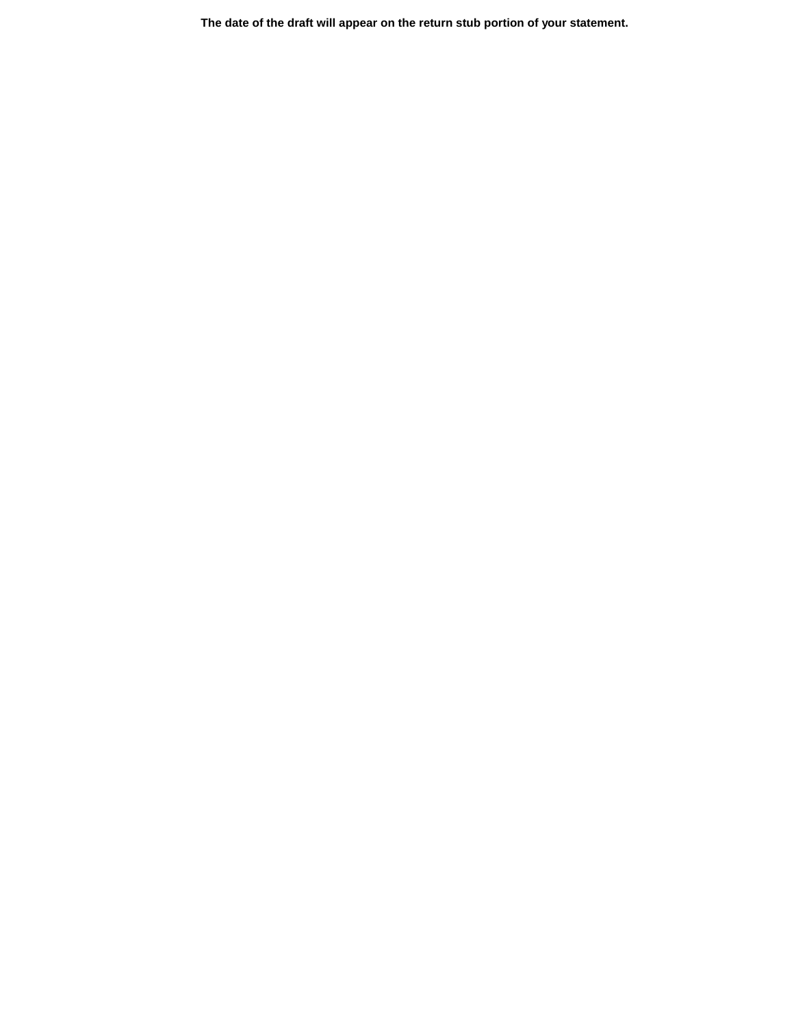**The date of the draft will appear on the return stub portion of your statement.**